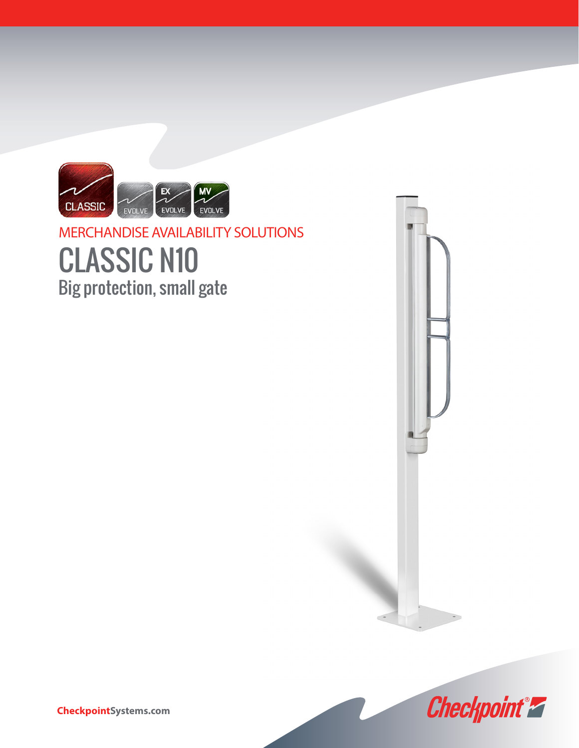MERCHANDISE AVAILABILITY SOLUTIONS

# CLASSIC N10

## Big protection, small gate

**Checkpoint**Systems.com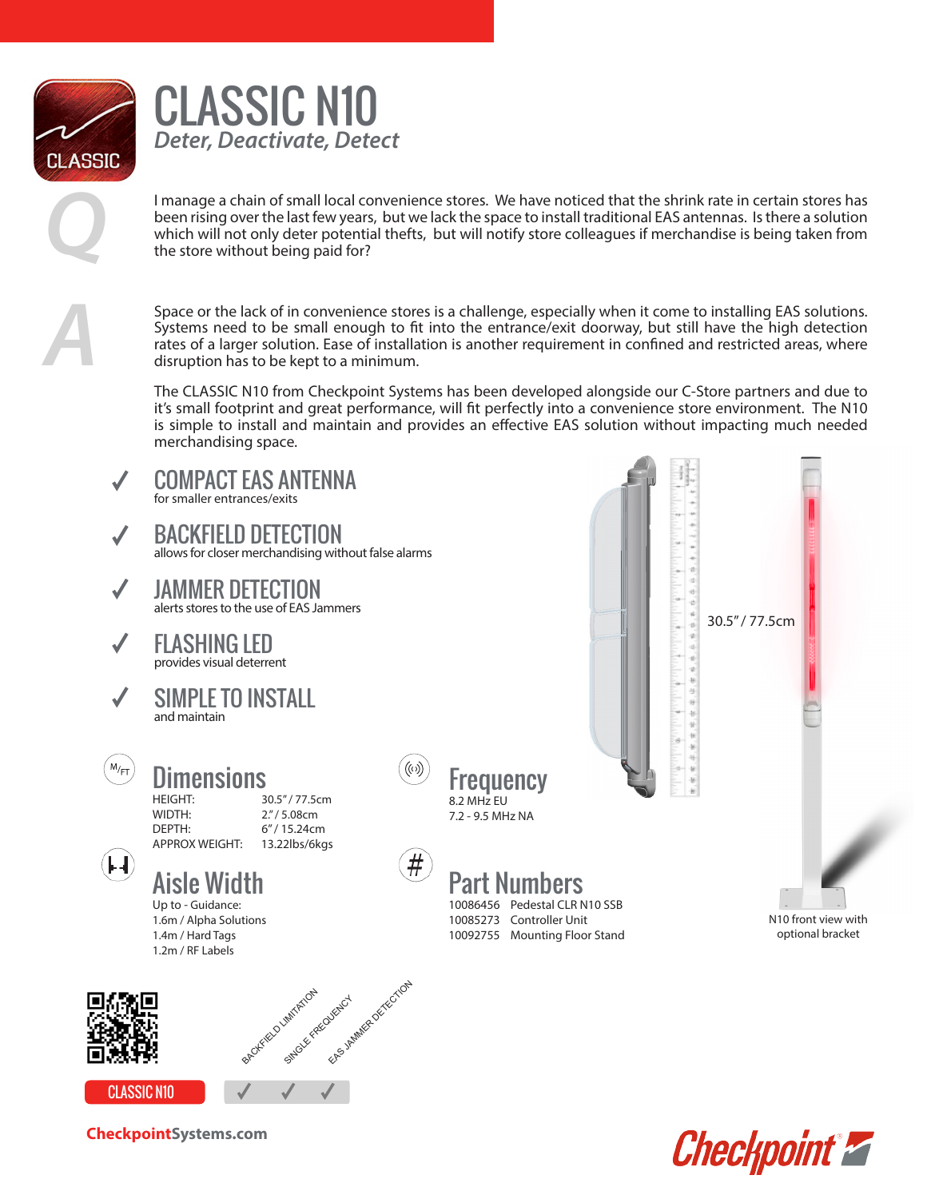# CLASSIC N10

*Deter, Deactivate, Detect*

**Q**

I manage a chain of small local convenience stores. We have noticed that the shrink rate in certain stores has been rising over the last few years, but we lack the space to install traditional EAS antennas. Is there a solution which will not only deter potential thefts, but will notify store colleagues if merchandise is being taken from the store without being paid for?

**A**

Space or the lack of in convenience stores is a challenge, especially when it come to installing EAS solutions. Systems need to be small enough to fit into the entrance/exit doorway, but still have the high detection rates of a larger solution. Ease of installation is another requirement in confined and restricted areas, where disruption has to be kept to a minimum.

The CLASSIC N10 from Checkpoint Systems has been developed alongside our C-Store partners and due to it's small footprint and great performance, will fit perfectly into a convenience store environment. The N10 is simple to install and maintain and provides an effective EAS solution without impacting much needed merchandising space.

- ✓ **COMPACT EAS ANTENNA**
  for smaller entrances/exits
- ✓ **BACKFIELD DETECTION**
  allows for closer merchandising without false alarms
- ✓ **JAMMER DETECTION**
  alerts stores to the use of EAS Jammers
- ✓ **FLASHING LED**
  provides visual deterrent
- ✓ **SIMPLE TO INSTALL**
  and maintain

30.5" / 77.5cm

N10 front view with optional bracket

## Dimensions

| | |
|---|---|
| HEIGHT: | 30.5" / 77.5cm |
| WIDTH: | 2." / 5.08cm |
| DEPTH: | 6" / 15.24cm |
| APPROX WEIGHT: | 13.22lbs/6kgs |

## Aisle Width

Up to - Guidance:
1.6m / Alpha Solutions
1.4m / Hard Tags
1.2m / RF Labels

## Frequency

8.2 MHz EU
7.2 - 9.5 MHz NA

## Part Numbers

| | |
|---|---|
| 10086456 | Pedestal CLR N10 SSB |
| 10085273 | Controller Unit |
| 10092755 | Mounting Floor Stand |

| | BACKFIELD LIMITATION | SINGLE FREQUENCY | EAS JAMMER DETECTION |
|---|---|---|---|
| CLASSIC N10 | ✓ | ✓ | ✓ |

**Checkpoint**Systems.com